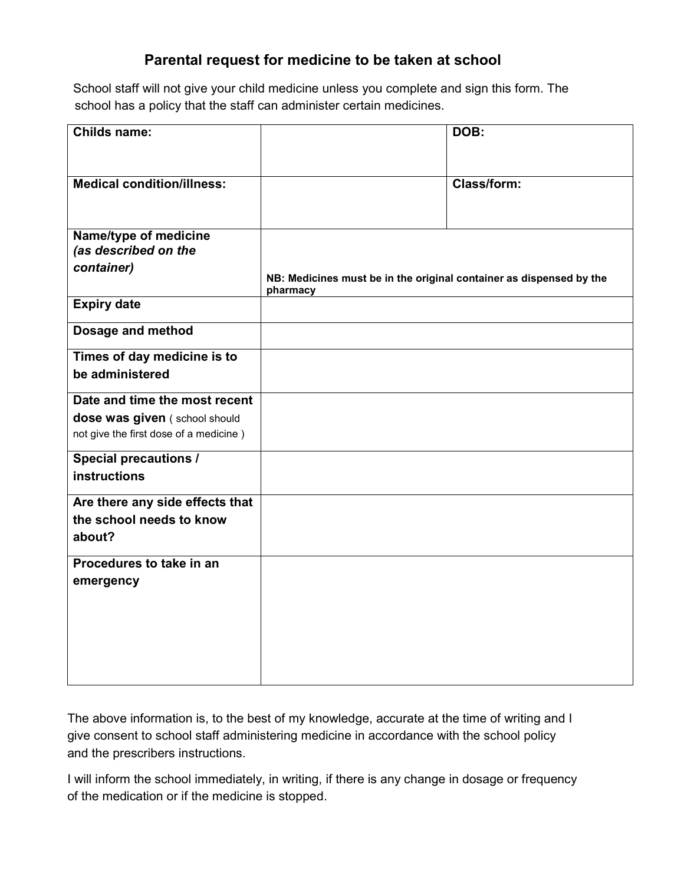# Parental request for medicine to be taken at school

School staff will not give your child medicine unless you complete and sign this form. The school has a policy that the staff can administer certain medicines.

| | | | |
|---|---|---|---|
| **Childs name:** | | **DOB:** | |
| **Medical condition/illness:** | | **Class/form:** | |
| **Name/type of medicine *(as described on the container)*** | **NB: Medicines must be in the original container as dispensed by the pharmacy** | | |
| **Expiry date** | | | |
| **Dosage and method** | | | |
| **Times of day medicine is to be administered** | | | |
| **Date and time the most recent dose was given** ( school should not give the first dose of a medicine ) | | | |
| **Special precautions / instructions** | | | |
| **Are there any side effects that the school needs to know about?** | | | |
| **Procedures to take in an emergency** | | | |

The above information is, to the best of my knowledge, accurate at the time of writing and I give consent to school staff administering medicine in accordance with the school policy and the prescribers instructions.

I will inform the school immediately, in writing, if there is any change in dosage or frequency of the medication or if the medicine is stopped.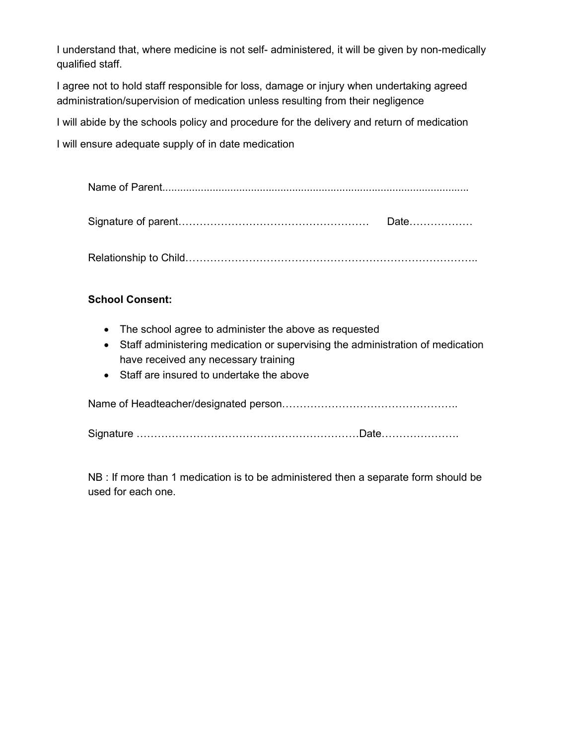I understand that, where medicine is not self- administered, it will be given by non-medically qualified staff.

I agree not to hold staff responsible for loss, damage or injury when undertaking agreed administration/supervision of medication unless resulting from their negligence

I will abide by the schools policy and procedure for the delivery and return of medication

I will ensure adequate supply of in date medication

Name of Parent.......................................................................................................

Signature of parent……………………………………………… Date………………

Relationship to Child……………………………………………………………………..

**School Consent:**

- The school agree to administer the above as requested
- Staff administering medication or supervising the administration of medication have received any necessary training
- Staff are insured to undertake the above

Name of Headteacher/designated person…………………………………………..

Signature ………………………………………………………Date………………….

NB : If more than 1 medication is to be administered then a separate form should be used for each one.